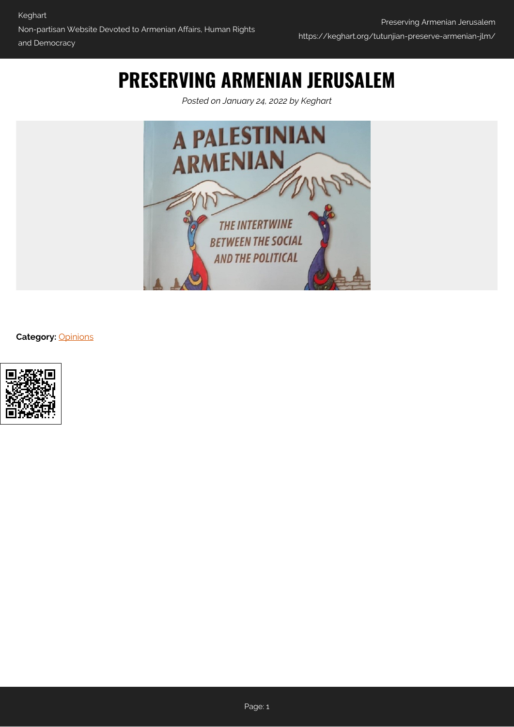# PRESERVING ARMENIAN JERUSALEM

*Posted on January 24, 2022 by Keghart*

**Category:** Opinions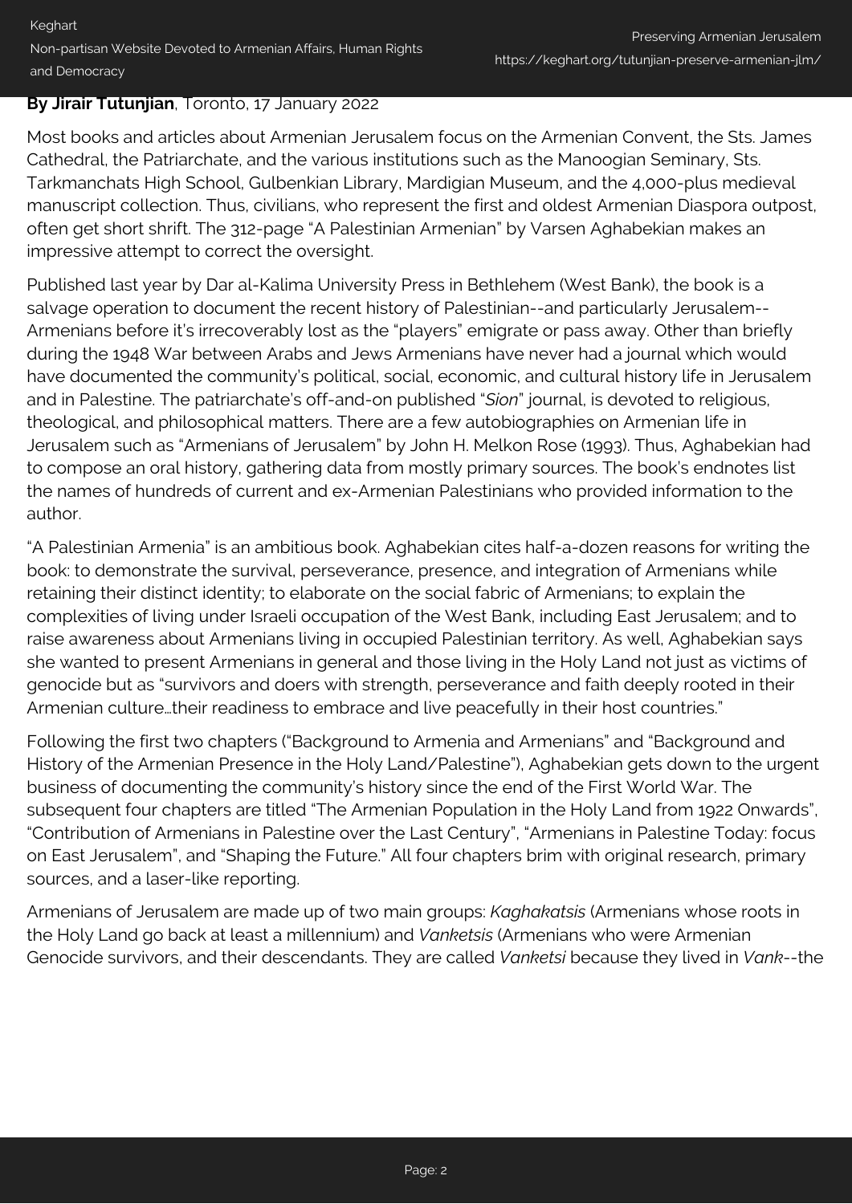**By Jirair Tutunjian**, Toronto, 17 January 2022

Most books and articles about Armenian Jerusalem focus on the Armenian Convent, the Sts. James Cathedral, the Patriarchate, and the various institutions such as the Manoogian Seminary, Sts. Tarkmanchats High School, Gulbenkian Library, Mardigian Museum, and the 4,000-plus medieval manuscript collection. Thus, civilians, who represent the first and oldest Armenian Diaspora outpost, often get short shrift. The 312-page "A Palestinian Armenian" by Varsen Aghabekian makes an impressive attempt to correct the oversight.

Published last year by Dar al-Kalima University Press in Bethlehem (West Bank), the book is a salvage operation to document the recent history of Palestinian--and particularly Jerusalem--Armenians before it's irrecoverably lost as the "players" emigrate or pass away. Other than briefly during the 1948 War between Arabs and Jews Armenians have never had a journal which would have documented the community's political, social, economic, and cultural history life in Jerusalem and in Palestine. The patriarchate's off-and-on published "*Sion*" journal, is devoted to religious, theological, and philosophical matters. There are a few autobiographies on Armenian life in Jerusalem such as "Armenians of Jerusalem" by John H. Melkon Rose (1993). Thus, Aghabekian had to compose an oral history, gathering data from mostly primary sources. The book's endnotes list the names of hundreds of current and ex-Armenian Palestinians who provided information to the author.

"A Palestinian Armenia" is an ambitious book. Aghabekian cites half-a-dozen reasons for writing the book: to demonstrate the survival, perseverance, presence, and integration of Armenians while retaining their distinct identity; to elaborate on the social fabric of Armenians; to explain the complexities of living under Israeli occupation of the West Bank, including East Jerusalem; and to raise awareness about Armenians living in occupied Palestinian territory. As well, Aghabekian says she wanted to present Armenians in general and those living in the Holy Land not just as victims of genocide but as "survivors and doers with strength, perseverance and faith deeply rooted in their Armenian culture…their readiness to embrace and live peacefully in their host countries."

Following the first two chapters ("Background to Armenia and Armenians" and "Background and History of the Armenian Presence in the Holy Land/Palestine"), Aghabekian gets down to the urgent business of documenting the community's history since the end of the First World War. The subsequent four chapters are titled "The Armenian Population in the Holy Land from 1922 Onwards", "Contribution of Armenians in Palestine over the Last Century", "Armenians in Palestine Today: focus on East Jerusalem", and "Shaping the Future." All four chapters brim with original research, primary sources, and a laser-like reporting.

Armenians of Jerusalem are made up of two main groups: *Kaghakatsis* (Armenians whose roots in the Holy Land go back at least a millennium) and *Vanketsis* (Armenians who were Armenian Genocide survivors, and their descendants. They are called *Vanketsi* because they lived in *Vank*--the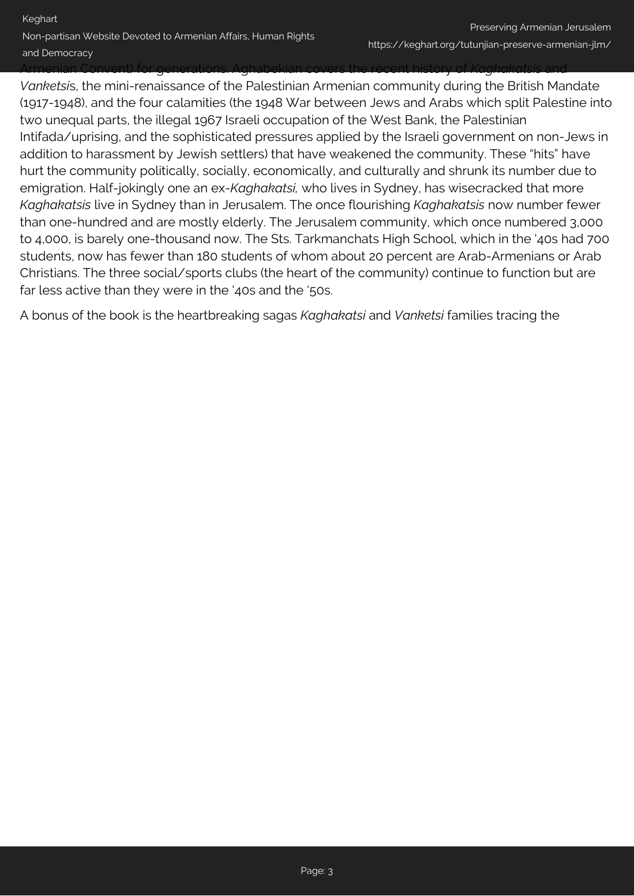Armenian Convent) for generations. Aghabekian covers the recent history of *Kaghakatsis* and *Vanketsi*s, the mini-renaissance of the Palestinian Armenian community during the British Mandate (1917-1948), and the four calamities (the 1948 War between Jews and Arabs which split Palestine into two unequal parts, the illegal 1967 Israeli occupation of the West Bank, the Palestinian Intifada/uprising, and the sophisticated pressures applied by the Israeli government on non-Jews in addition to harassment by Jewish settlers) that have weakened the community. These "hits" have hurt the community politically, socially, economically, and culturally and shrunk its number due to emigration. Half-jokingly one an ex-*Kaghakatsi,* who lives in Sydney, has wisecracked that more *Kaghakatsis* live in Sydney than in Jerusalem. The once flourishing *Kaghakatsis* now number fewer than one-hundred and are mostly elderly. The Jerusalem community, which once numbered 3,000 to 4,000, is barely one-thousand now. The Sts. Tarkmanchats High School, which in the '40s had 700 students, now has fewer than 180 students of whom about 20 percent are Arab-Armenians or Arab Christians. The three social/sports clubs (the heart of the community) continue to function but are far less active than they were in the '40s and the '50s.

A bonus of the book is the heartbreaking sagas *Kaghakatsi* and *Vanketsi* families tracing the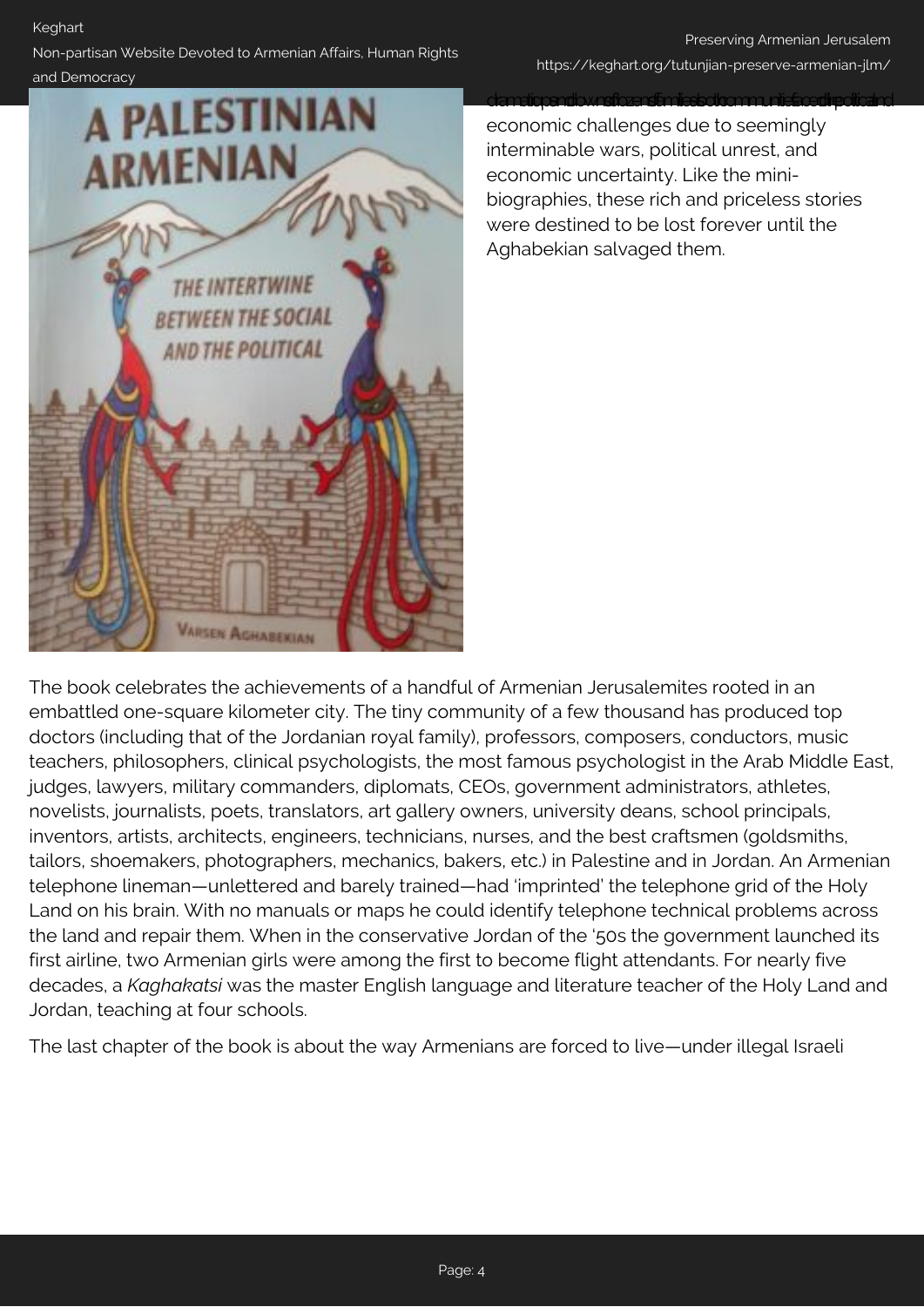demolitions and lowness of ozone of families both communities faced the political and economic challenges due to seemingly interminable wars, political unrest, and economic uncertainty. Like the mini-biographies, these rich and priceless stories were destined to be lost forever until the Aghabekian salvaged them.

The book celebrates the achievements of a handful of Armenian Jerusalemites rooted in an embattled one-square kilometer city. The tiny community of a few thousand has produced top doctors (including that of the Jordanian royal family), professors, composers, conductors, music teachers, philosophers, clinical psychologists, the most famous psychologist in the Arab Middle East, judges, lawyers, military commanders, diplomats, CEOs, government administrators, athletes, novelists, journalists, poets, translators, art gallery owners, university deans, school principals, inventors, artists, architects, engineers, technicians, nurses, and the best craftsmen (goldsmiths, tailors, shoemakers, photographers, mechanics, bakers, etc.) in Palestine and in Jordan. An Armenian telephone lineman—unlettered and barely trained—had 'imprinted' the telephone grid of the Holy Land on his brain. With no manuals or maps he could identify telephone technical problems across the land and repair them. When in the conservative Jordan of the '50s the government launched its first airline, two Armenian girls were among the first to become flight attendants. For nearly five decades, a *Kaghakatsi* was the master English language and literature teacher of the Holy Land and Jordan, teaching at four schools.

The last chapter of the book is about the way Armenians are forced to live—under illegal Israeli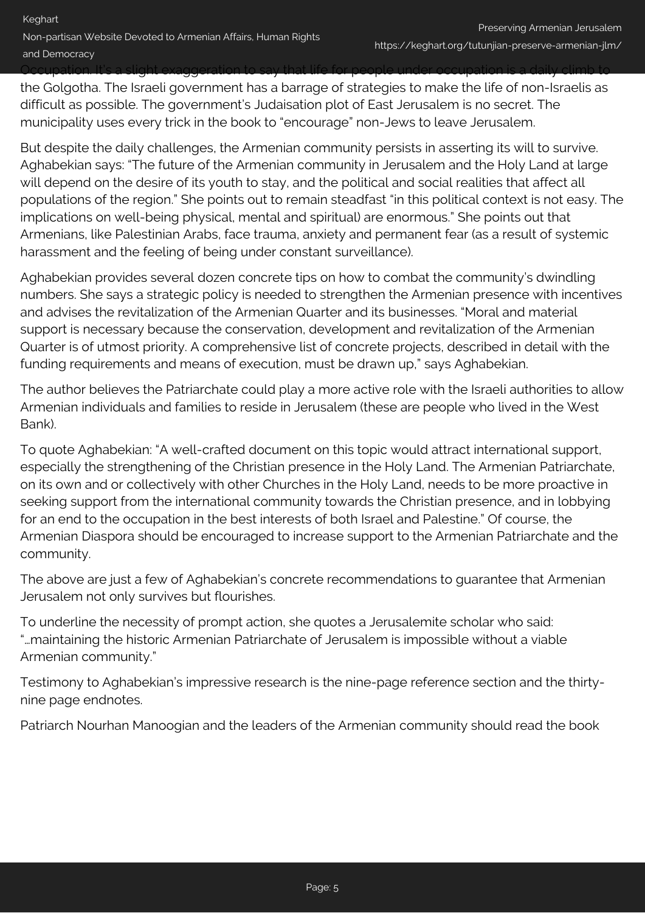Occupation. It's a slight exaggeration to say that life for people under occupation is a daily climb to the Golgotha. The Israeli government has a barrage of strategies to make the life of non-Israelis as difficult as possible. The government's Judaisation plot of East Jerusalem is no secret. The municipality uses every trick in the book to "encourage" non-Jews to leave Jerusalem.

But despite the daily challenges, the Armenian community persists in asserting its will to survive. Aghabekian says: "The future of the Armenian community in Jerusalem and the Holy Land at large will depend on the desire of its youth to stay, and the political and social realities that affect all populations of the region." She points out to remain steadfast "in this political context is not easy. The implications on well-being physical, mental and spiritual) are enormous." She points out that Armenians, like Palestinian Arabs, face trauma, anxiety and permanent fear (as a result of systemic harassment and the feeling of being under constant surveillance).

Aghabekian provides several dozen concrete tips on how to combat the community's dwindling numbers. She says a strategic policy is needed to strengthen the Armenian presence with incentives and advises the revitalization of the Armenian Quarter and its businesses. "Moral and material support is necessary because the conservation, development and revitalization of the Armenian Quarter is of utmost priority. A comprehensive list of concrete projects, described in detail with the funding requirements and means of execution, must be drawn up," says Aghabekian.

The author believes the Patriarchate could play a more active role with the Israeli authorities to allow Armenian individuals and families to reside in Jerusalem (these are people who lived in the West Bank).

To quote Aghabekian: "A well-crafted document on this topic would attract international support, especially the strengthening of the Christian presence in the Holy Land. The Armenian Patriarchate, on its own and or collectively with other Churches in the Holy Land, needs to be more proactive in seeking support from the international community towards the Christian presence, and in lobbying for an end to the occupation in the best interests of both Israel and Palestine." Of course, the Armenian Diaspora should be encouraged to increase support to the Armenian Patriarchate and the community.

The above are just a few of Aghabekian's concrete recommendations to guarantee that Armenian Jerusalem not only survives but flourishes.

To underline the necessity of prompt action, she quotes a Jerusalemite scholar who said: "…maintaining the historic Armenian Patriarchate of Jerusalem is impossible without a viable Armenian community."

Testimony to Aghabekian's impressive research is the nine-page reference section and the thirty-nine page endnotes.

Patriarch Nourhan Manoogian and the leaders of the Armenian community should read the book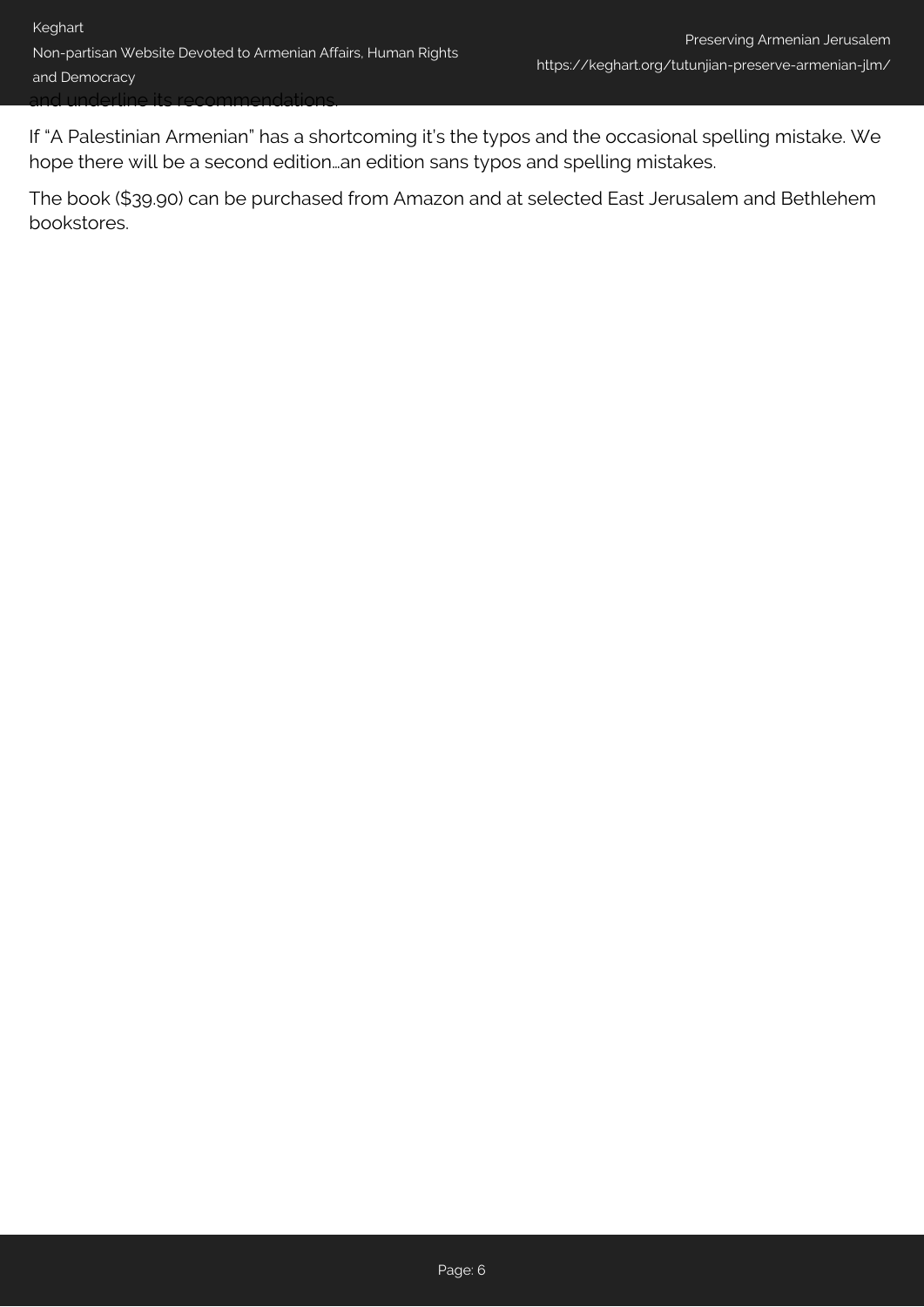and underline its recommendations.

If "A Palestinian Armenian" has a shortcoming it's the typos and the occasional spelling mistake. We hope there will be a second edition...an edition sans typos and spelling mistakes.

The book ($39.90) can be purchased from Amazon and at selected East Jerusalem and Bethlehem bookstores.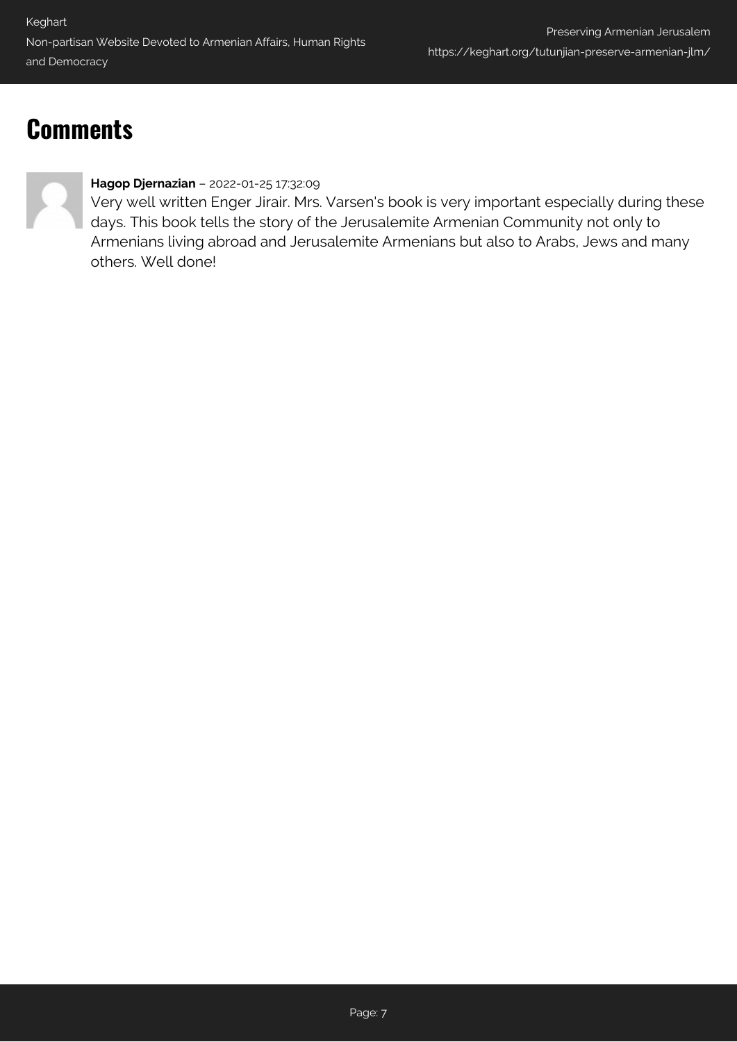## Comments

**Hagop Djernazian** – 2022-01-25 17:32:09

Very well written Enger Jirair. Mrs. Varsen's book is very important especially during these days. This book tells the story of the Jerusalemite Armenian Community not only to Armenians living abroad and Jerusalemite Armenians but also to Arabs, Jews and many others. Well done!